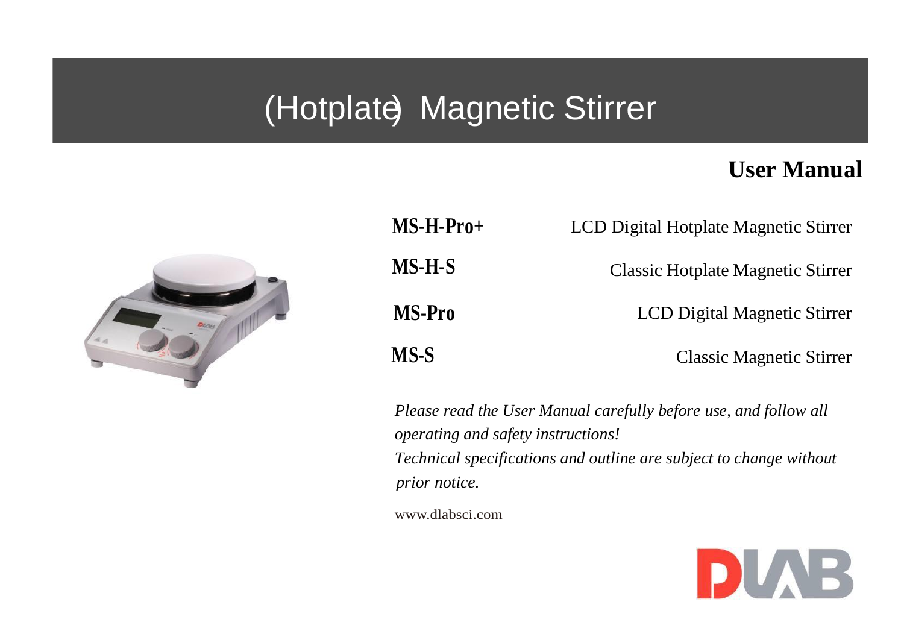# (Hotplate) Magnetic Stirrer

## User Manual

| Model | Description |
|---|---|
| **MS-H-Pro+** | LCD Digital Hotplate Magnetic Stirrer |
| **MS-H-S** | Classic Hotplate Magnetic Stirrer |
| **MS-Pro** | LCD Digital Magnetic Stirrer |
| **MS-S** | Classic Magnetic Stirrer |

*Please read the User Manual carefully before use, and follow all operating and safety instructions!*

*Technical specifications and outline are subject to change without prior notice.*

www.dlabsci.com

DLAB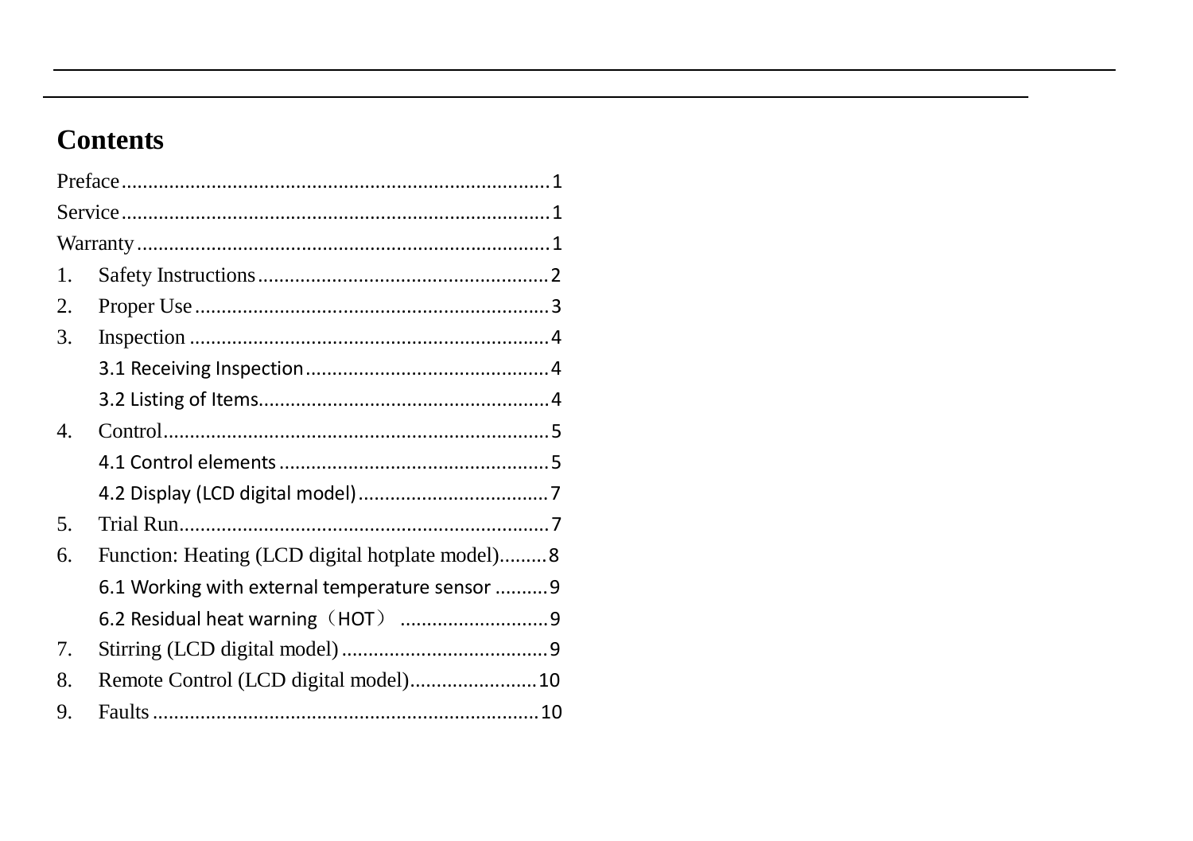# Contents

Preface........................................................................1

Service........................................................................1

Warranty......................................................................1

1. Safety Instructions.......................................................2
2. Proper Use.................................................................3
3. Inspection ..................................................................4
   - 3.1 Receiving Inspection.............................................4
   - 3.2 Listing of Items......................................................4
4. Control........................................................................5
   - 4.1 Control elements ...................................................5
   - 4.2 Display (LCD digital model)....................................7
5. Trial Run.....................................................................7
6. Function: Heating (LCD digital hotplate model).........8
   - 6.1 Working with external temperature sensor ..........9
   - 6.2 Residual heat warning（HOT） ...........................9
7. Stirring (LCD digital model) .......................................9
8. Remote Control (LCD digital model)........................10
9. Faults ........................................................................10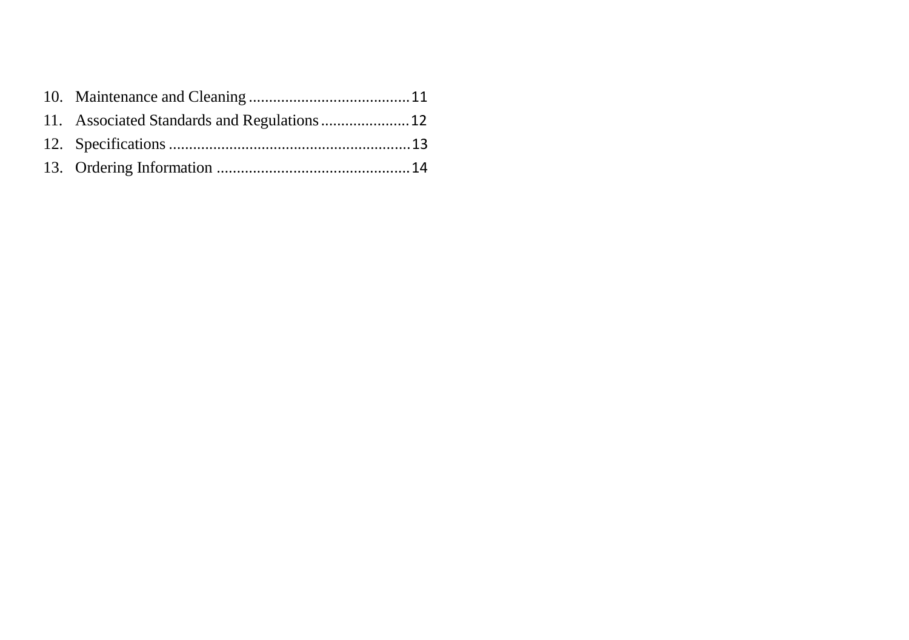10. Maintenance and Cleaning ........................................ 11
11. Associated Standards and Regulations ...................... 12
12. Specifications ........................................................... 13
13. Ordering Information ................................................ 14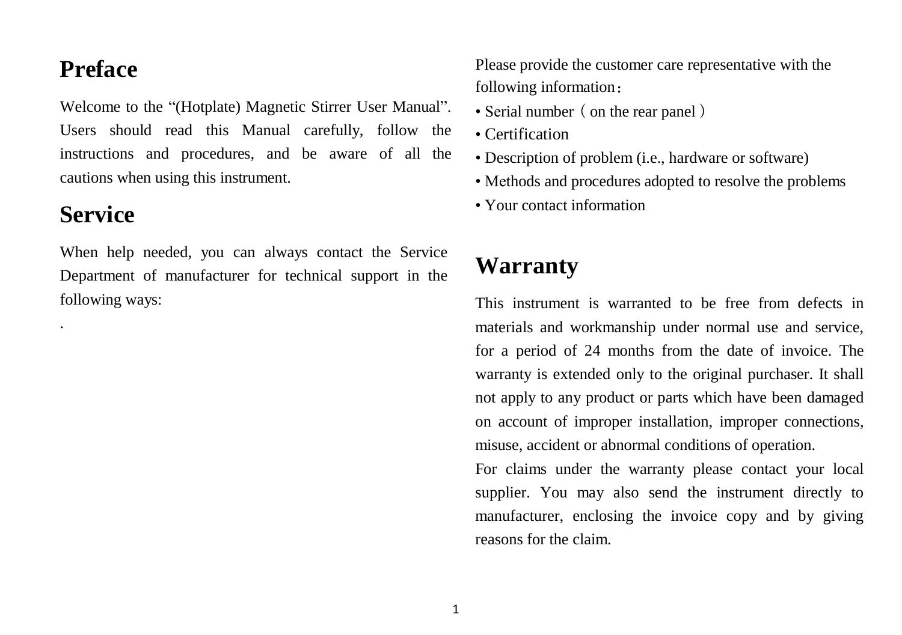# Preface

Welcome to the “(Hotplate) Magnetic Stirrer User Manual”. Users should read this Manual carefully, follow the instructions and procedures, and be aware of all the cautions when using this instrument.

# Service

When help needed, you can always contact the Service Department of manufacturer for technical support in the following ways:

.

Please provide the customer care representative with the following information：

- Serial number（on the rear panel）
- Certification
- Description of problem (i.e., hardware or software)
- Methods and procedures adopted to resolve the problems
- Your contact information

# Warranty

This instrument is warranted to be free from defects in materials and workmanship under normal use and service, for a period of 24 months from the date of invoice. The warranty is extended only to the original purchaser. It shall not apply to any product or parts which have been damaged on account of improper installation, improper connections, misuse, accident or abnormal conditions of operation.

For claims under the warranty please contact your local supplier. You may also send the instrument directly to manufacturer, enclosing the invoice copy and by giving reasons for the claim.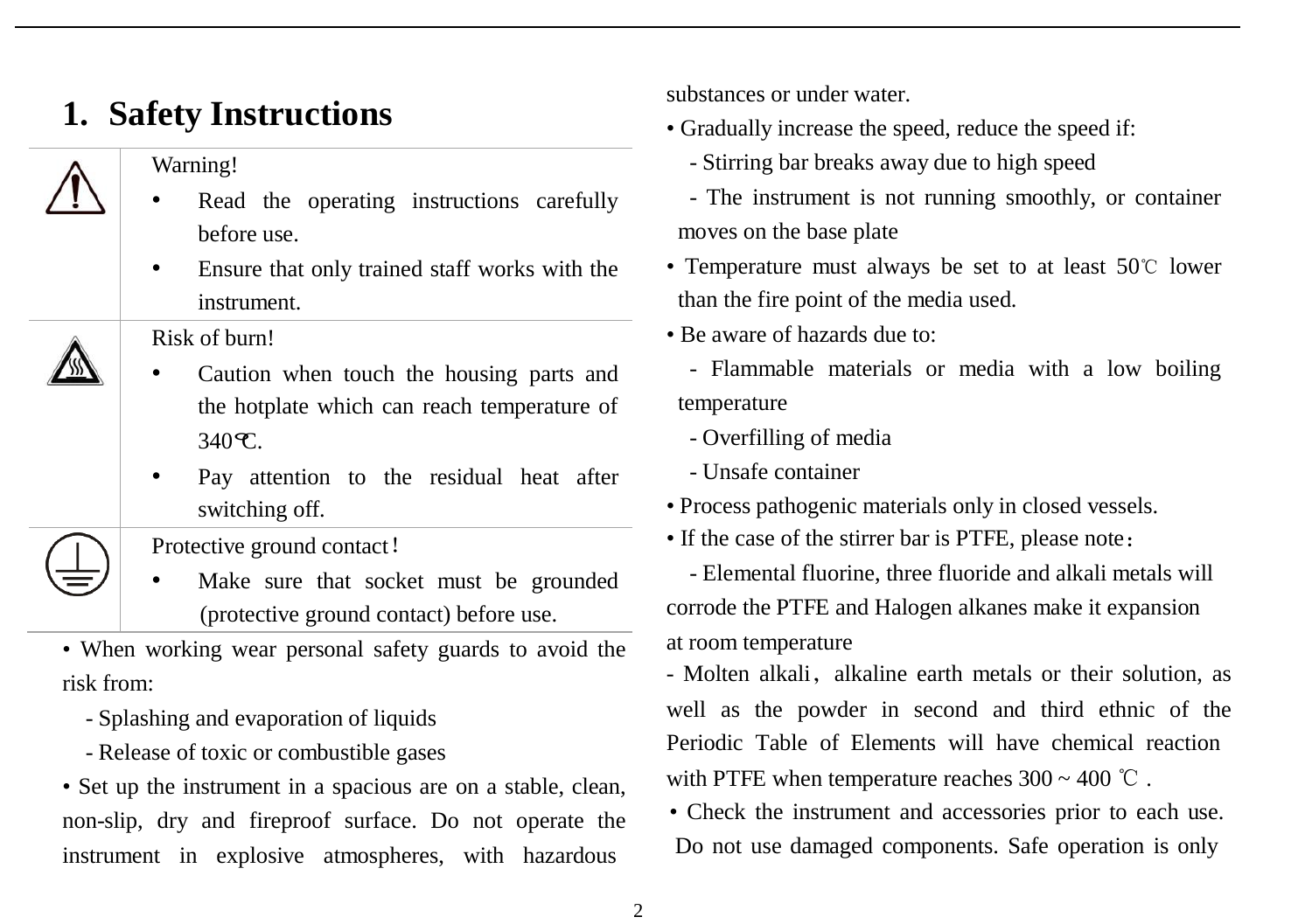# 1. Safety Instructions

| | |
|---|---|
| | Warning!<br>• Read the operating instructions carefully before use.<br>• Ensure that only trained staff works with the instrument. |
| | Risk of burn!<br>• Caution when touch the housing parts and the hotplate which can reach temperature of 340℃.<br>• Pay attention to the residual heat after switching off. |
| | Protective ground contact！<br>• Make sure that socket must be grounded (protective ground contact) before use. |

• When working wear personal safety guards to avoid the risk from:

- Splashing and evaporation of liquids
- Release of toxic or combustible gases

• Set up the instrument in a spacious are on a stable, clean, non-slip, dry and fireproof surface. Do not operate the instrument in explosive atmospheres, with hazardous substances or under water.

• Gradually increase the speed, reduce the speed if:

- Stirring bar breaks away due to high speed
- The instrument is not running smoothly, or container moves on the base plate

• Temperature must always be set to at least 50℃ lower than the fire point of the media used.

• Be aware of hazards due to:

- Flammable materials or media with a low boiling temperature
- Overfilling of media
- Unsafe container

• Process pathogenic materials only in closed vessels.

• If the case of the stirrer bar is PTFE, please note：

- Elemental fluorine, three fluoride and alkali metals will corrode the PTFE and Halogen alkanes make it expansion at room temperature
- Molten alkali，alkaline earth metals or their solution, as well as the powder in second and third ethnic of the Periodic Table of Elements will have chemical reaction with PTFE when temperature reaches 300 ~ 400 ℃ .

• Check the instrument and accessories prior to each use. Do not use damaged components. Safe operation is only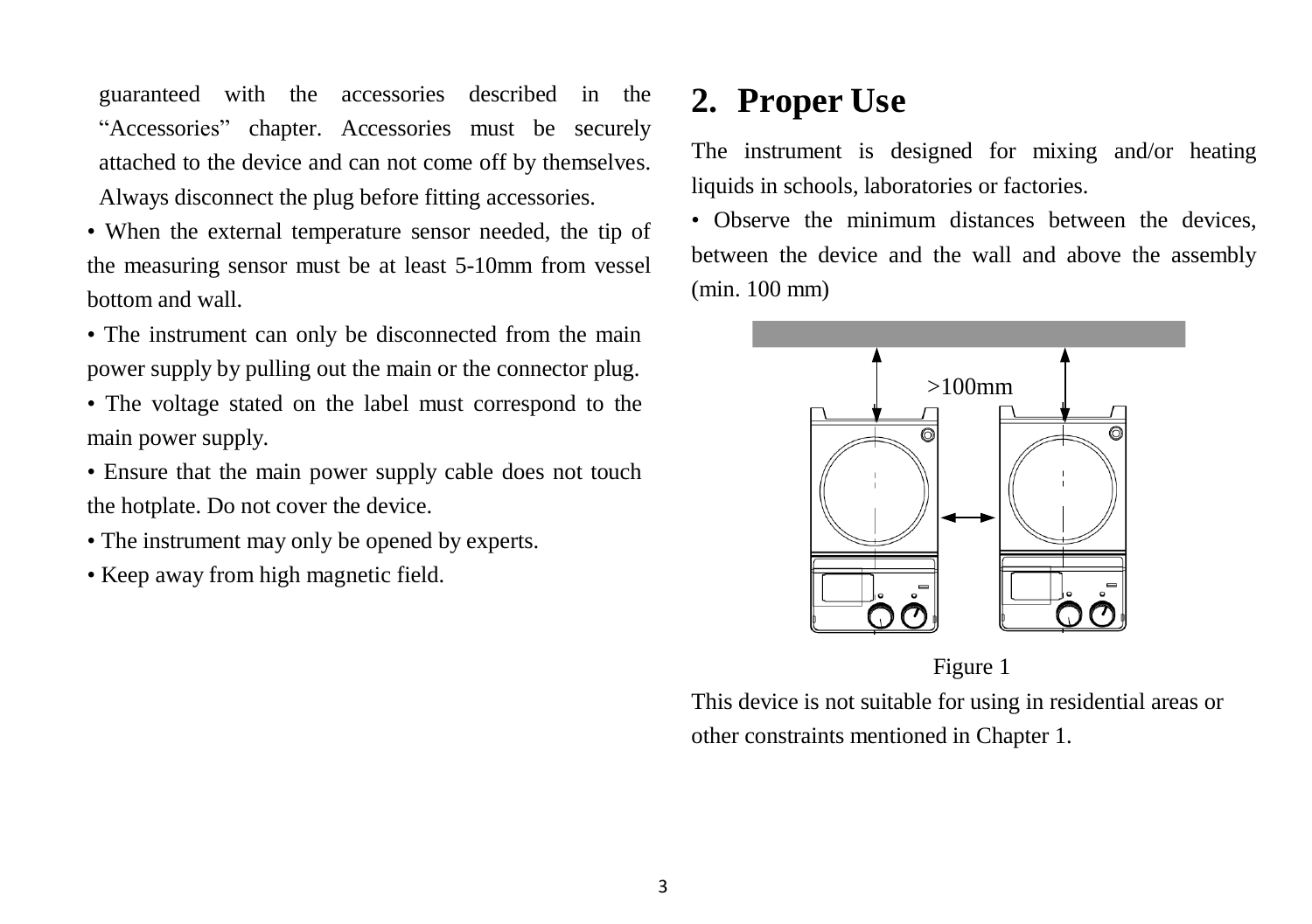guaranteed with the accessories described in the "Accessories" chapter. Accessories must be securely attached to the device and can not come off by themselves. Always disconnect the plug before fitting accessories.

- When the external temperature sensor needed, the tip of the measuring sensor must be at least 5-10mm from vessel bottom and wall.
- The instrument can only be disconnected from the main power supply by pulling out the main or the connector plug.
- The voltage stated on the label must correspond to the main power supply.
- Ensure that the main power supply cable does not touch the hotplate. Do not cover the device.
- The instrument may only be opened by experts.
- Keep away from high magnetic field.

## 2. Proper Use

The instrument is designed for mixing and/or heating liquids in schools, laboratories or factories.

- Observe the minimum distances between the devices, between the device and the wall and above the assembly (min. 100 mm)

>100mm

Figure 1

This device is not suitable for using in residential areas or other constraints mentioned in Chapter 1.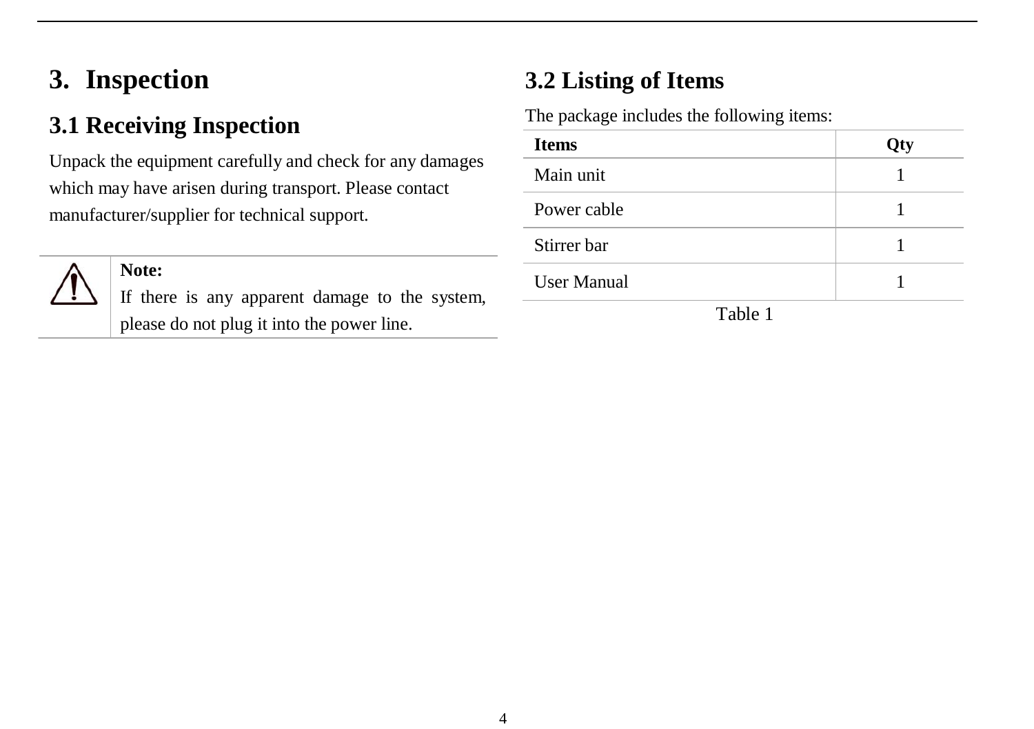# 3. Inspection

## 3.1 Receiving Inspection

Unpack the equipment carefully and check for any damages which may have arisen during transport. Please contact manufacturer/supplier for technical support.

| ⚠ | **Note:** If there is any apparent damage to the system, please do not plug it into the power line. |
|---|---|

## 3.2 Listing of Items

The package includes the following items:

| Items | Qty |
|---|---|
| Main unit | 1 |
| Power cable | 1 |
| Stirrer bar | 1 |
| User Manual | 1 |

Table 1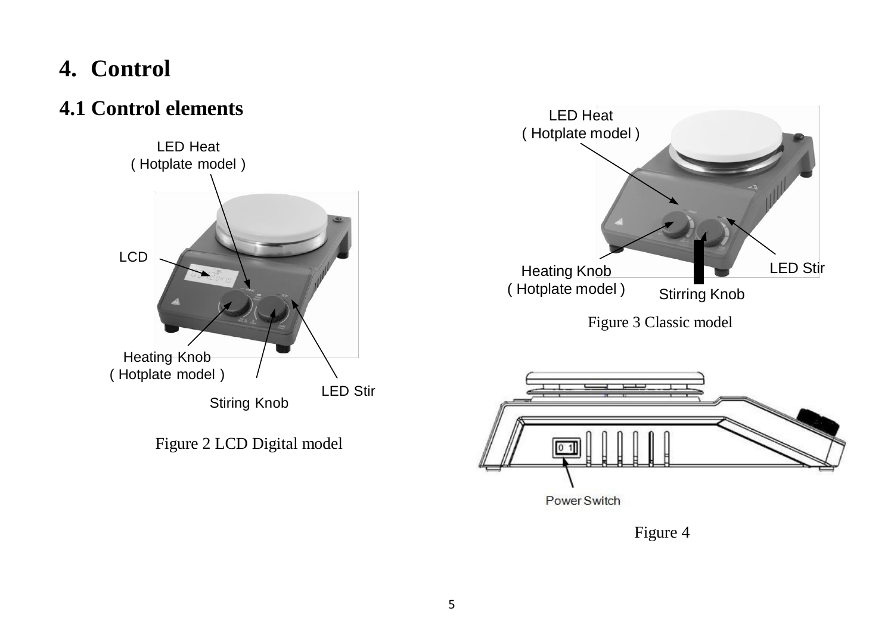# 4. Control

## 4.1 Control elements

LED Heat
( Hotplate model )

LCD

Heating Knob
( Hotplate model )

Stiring Knob

LED Stir

Figure 2 LCD Digital model

LED Heat
( Hotplate model )

Heating Knob
( Hotplate model )

Stirring Knob

LED Stir

Figure 3 Classic model

Power Switch

Figure 4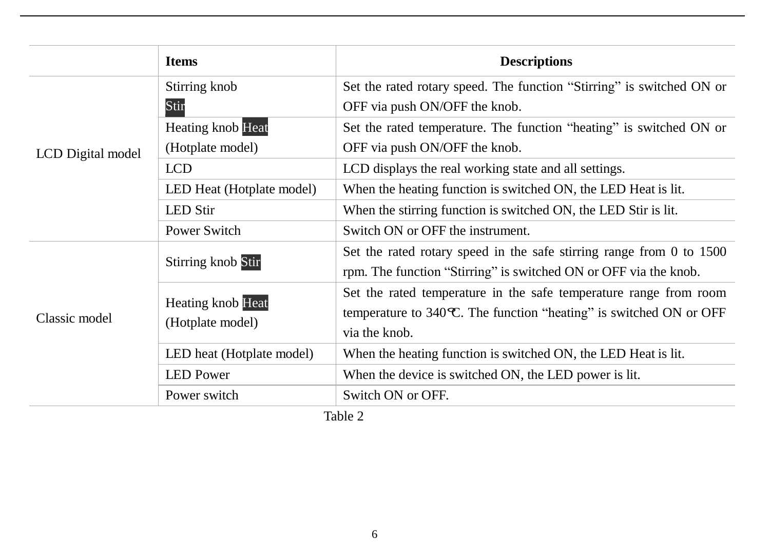|  | **Items** | **Descriptions** |
|---|---|---|
| LCD Digital model | Stirring knob Stir | Set the rated rotary speed. The function "Stirring" is switched ON or OFF via push ON/OFF the knob. |
|  | Heating knob Heat (Hotplate model) | Set the rated temperature. The function "heating" is switched ON or OFF via push ON/OFF the knob. |
|  | LCD | LCD displays the real working state and all settings. |
|  | LED Heat (Hotplate model) | When the heating function is switched ON, the LED Heat is lit. |
|  | LED Stir | When the stirring function is switched ON, the LED Stir is lit. |
|  | Power Switch | Switch ON or OFF the instrument. |
| Classic model | Stirring knob Stir | Set the rated rotary speed in the safe stirring range from 0 to 1500 rpm. The function "Stirring" is switched ON or OFF via the knob. |
|  | Heating knob Heat (Hotplate model) | Set the rated temperature in the safe temperature range from room temperature to 340℃. The function "heating" is switched ON or OFF via the knob. |
|  | LED heat (Hotplate model) | When the heating function is switched ON, the LED Heat is lit. |
|  | LED Power | When the device is switched ON, the LED power is lit. |
|  | Power switch | Switch ON or OFF. |

Table 2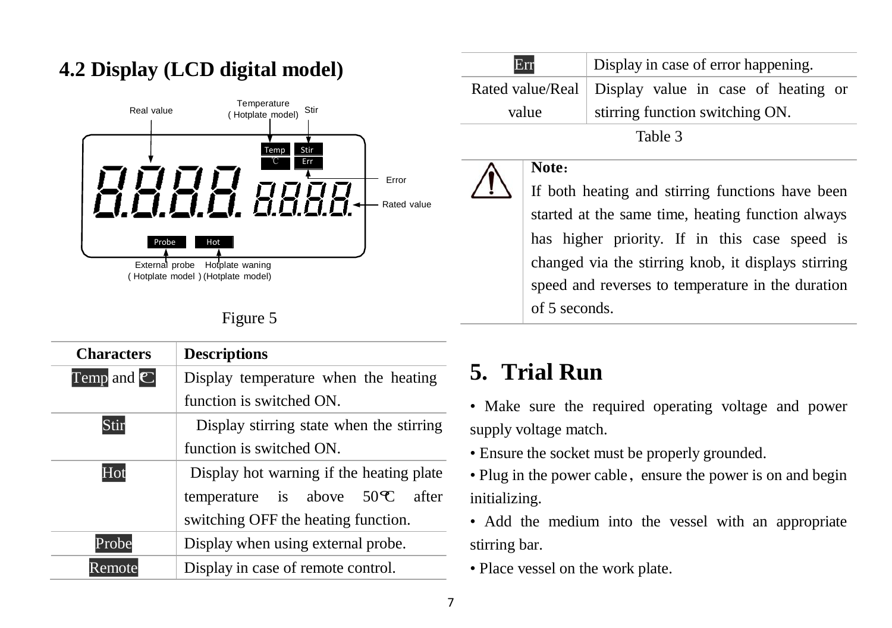## 4.2 Display (LCD digital model)

Real value

Temperature (Hotplate model)

Stir

Temp ℃

Stir Err

Error

Rated value

Probe Hot

External probe (Hotplate model)

Hotplate waning (Hotplate model)

Figure 5

| Characters | Descriptions |
|---|---|
| Temp and ℃ | Display temperature when the heating function is switched ON. |
| Stir | Display stirring state when the stirring function is switched ON. |
| Hot | Display hot warning if the heating plate temperature is above 50℃ after switching OFF the heating function. |
| Probe | Display when using external probe. |
| Remote | Display in case of remote control. |
| Err | Display in case of error happening. |
| Rated value/Real value | Display value in case of heating or stirring function switching ON. |

Table 3

**Note:**

If both heating and stirring functions have been started at the same time, heating function always has higher priority. If in this case speed is changed via the stirring knob, it displays stirring speed and reverses to temperature in the duration of 5 seconds.

# 5. Trial Run

- Make sure the required operating voltage and power supply voltage match.
- Ensure the socket must be properly grounded.
- Plug in the power cable, ensure the power is on and begin initializing.
- Add the medium into the vessel with an appropriate stirring bar.
- Place vessel on the work plate.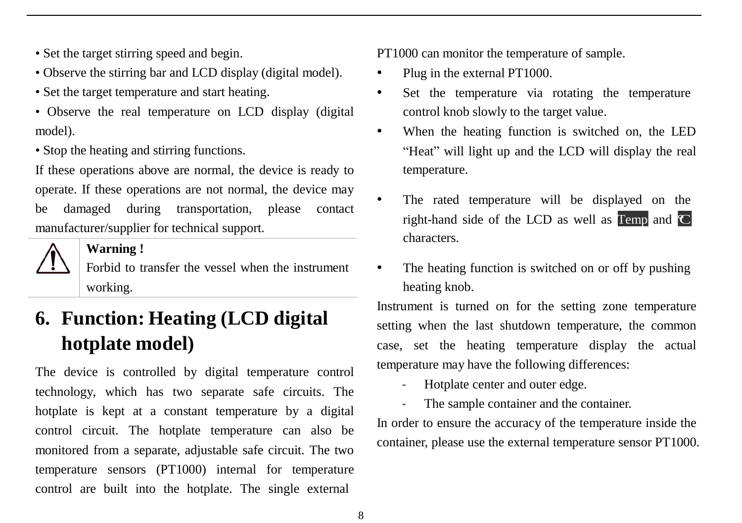• Set the target stirring speed and begin.
• Observe the stirring bar and LCD display (digital model).
• Set the target temperature and start heating.
• Observe the real temperature on LCD display (digital model).
• Stop the heating and stirring functions.

If these operations above are normal, the device is ready to operate. If these operations are not normal, the device may be damaged during transportation, please contact manufacturer/supplier for technical support.

| ⚠ | **Warning !**<br>Forbid to transfer the vessel when the instrument working. |
|---|---|

# 6. Function: Heating (LCD digital hotplate model)

The device is controlled by digital temperature control technology, which has two separate safe circuits. The hotplate is kept at a constant temperature by a digital control circuit. The hotplate temperature can also be monitored from a separate, adjustable safe circuit. The two temperature sensors (PT1000) internal for temperature control are built into the hotplate. The single external PT1000 can monitor the temperature of sample.

- Plug in the external PT1000.
- Set the temperature via rotating the temperature control knob slowly to the target value.
- When the heating function is switched on, the LED "Heat" will light up and the LCD will display the real temperature.
- The rated temperature will be displayed on the right-hand side of the LCD as well as Temp and ℃ characters.
- The heating function is switched on or off by pushing heating knob.

Instrument is turned on for the setting zone temperature setting when the last shutdown temperature, the common case, set the heating temperature display the actual temperature may have the following differences:

- Hotplate center and outer edge.
- The sample container and the container.

In order to ensure the accuracy of the temperature inside the container, please use the external temperature sensor PT1000.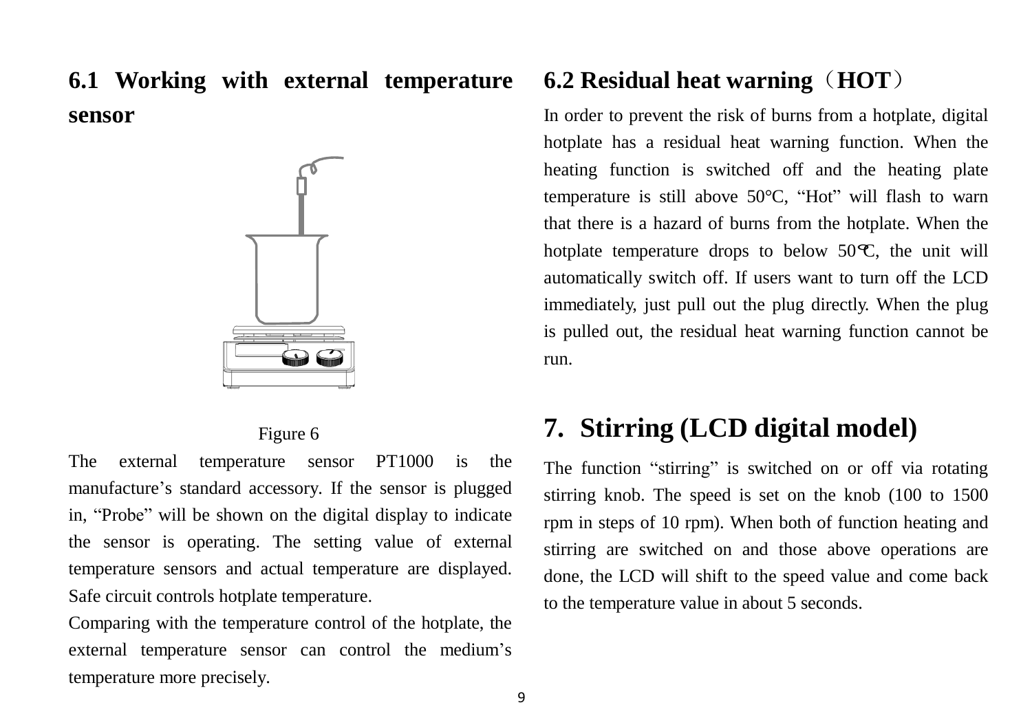## 6.1 Working with external temperature sensor

Figure 6

The external temperature sensor PT1000 is the manufacture's standard accessory. If the sensor is plugged in, "Probe" will be shown on the digital display to indicate the sensor is operating. The setting value of external temperature sensors and actual temperature are displayed. Safe circuit controls hotplate temperature.

Comparing with the temperature control of the hotplate, the external temperature sensor can control the medium's temperature more precisely.

## 6.2 Residual heat warning（HOT）

In order to prevent the risk of burns from a hotplate, digital hotplate has a residual heat warning function. When the heating function is switched off and the heating plate temperature is still above 50°C, "Hot" will flash to warn that there is a hazard of burns from the hotplate. When the hotplate temperature drops to below 50℃, the unit will automatically switch off. If users want to turn off the LCD immediately, just pull out the plug directly. When the plug is pulled out, the residual heat warning function cannot be run.

# 7. Stirring (LCD digital model)

The function "stirring" is switched on or off via rotating stirring knob. The speed is set on the knob (100 to 1500 rpm in steps of 10 rpm). When both of function heating and stirring are switched on and those above operations are done, the LCD will shift to the speed value and come back to the temperature value in about 5 seconds.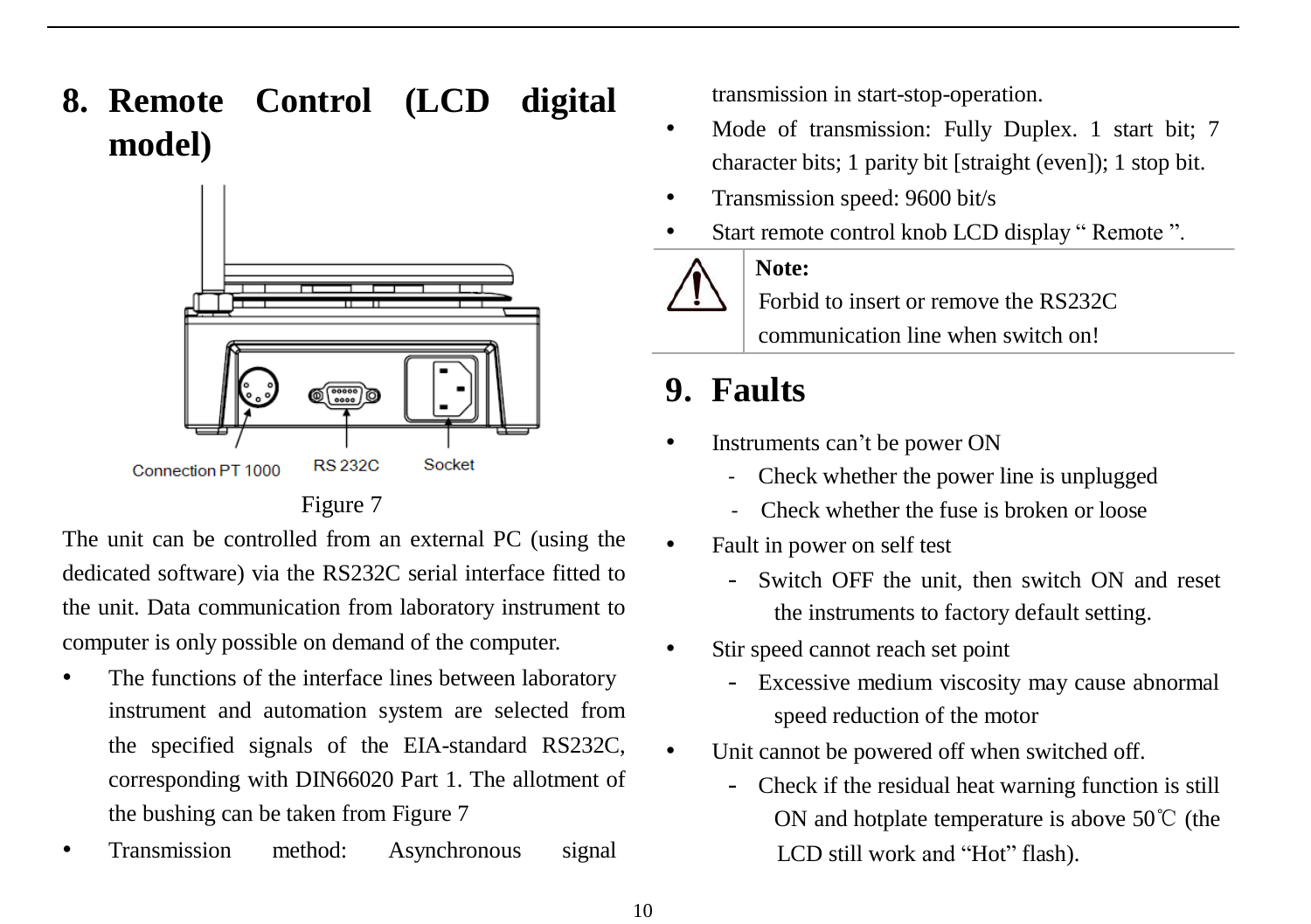# 8. Remote Control (LCD digital model)

Connection PT 1000 RS 232C Socket

Figure 7

The unit can be controlled from an external PC (using the dedicated software) via the RS232C serial interface fitted to the unit. Data communication from laboratory instrument to computer is only possible on demand of the computer.

- The functions of the interface lines between laboratory instrument and automation system are selected from the specified signals of the EIA-standard RS232C, corresponding with DIN66020 Part 1. The allotment of the bushing can be taken from Figure 7
- Transmission method: Asynchronous signal transmission in start-stop-operation.
- Mode of transmission: Fully Duplex. 1 start bit; 7 character bits; 1 parity bit [straight (even]); 1 stop bit.
- Transmission speed: 9600 bit/s
- Start remote control knob LCD display " Remote ".

| ⚠ | **Note:** Forbid to insert or remove the RS232C communication line when switch on! |
|---|---|

# 9. Faults

- Instruments can't be power ON
  - Check whether the power line is unplugged
  - Check whether the fuse is broken or loose
- Fault in power on self test
  - Switch OFF the unit, then switch ON and reset the instruments to factory default setting.
- Stir speed cannot reach set point
  - Excessive medium viscosity may cause abnormal speed reduction of the motor
- Unit cannot be powered off when switched off.
  - Check if the residual heat warning function is still ON and hotplate temperature is above 50℃ (the LCD still work and "Hot" flash).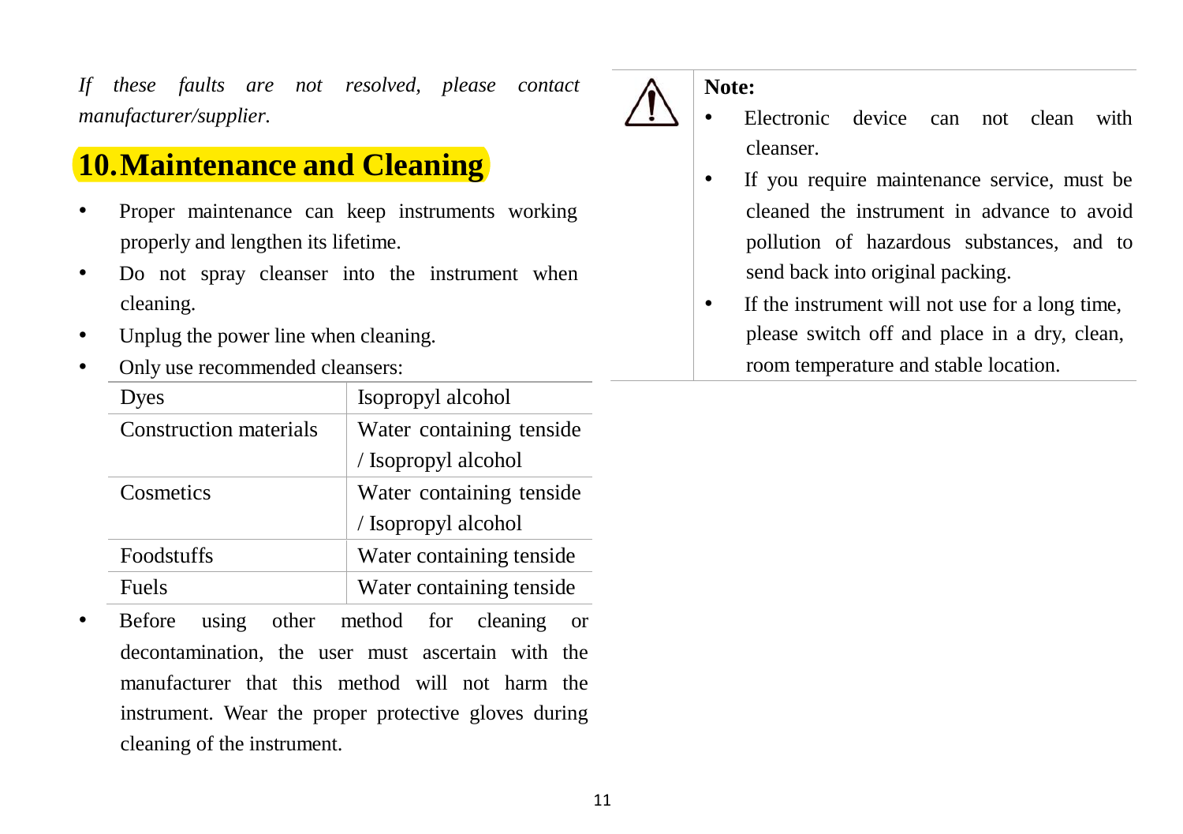*If these faults are not resolved, please contact manufacturer/supplier.*

## 10. Maintenance and Cleaning

- Proper maintenance can keep instruments working properly and lengthen its lifetime.
- Do not spray cleanser into the instrument when cleaning.
- Unplug the power line when cleaning.
- Only use recommended cleansers:

| Dyes | Isopropyl alcohol |
|---|---|
| Construction materials | Water containing tenside / Isopropyl alcohol |
| Cosmetics | Water containing tenside / Isopropyl alcohol |
| Foodstuffs | Water containing tenside |
| Fuels | Water containing tenside |

- Before using other method for cleaning or decontamination, the user must ascertain with the manufacturer that this method will not harm the instrument. Wear the proper protective gloves during cleaning of the instrument.

**Note:**

- Electronic device can not clean with cleanser.
- If you require maintenance service, must be cleaned the instrument in advance to avoid pollution of hazardous substances, and to send back into original packing.
- If the instrument will not use for a long time, please switch off and place in a dry, clean, room temperature and stable location.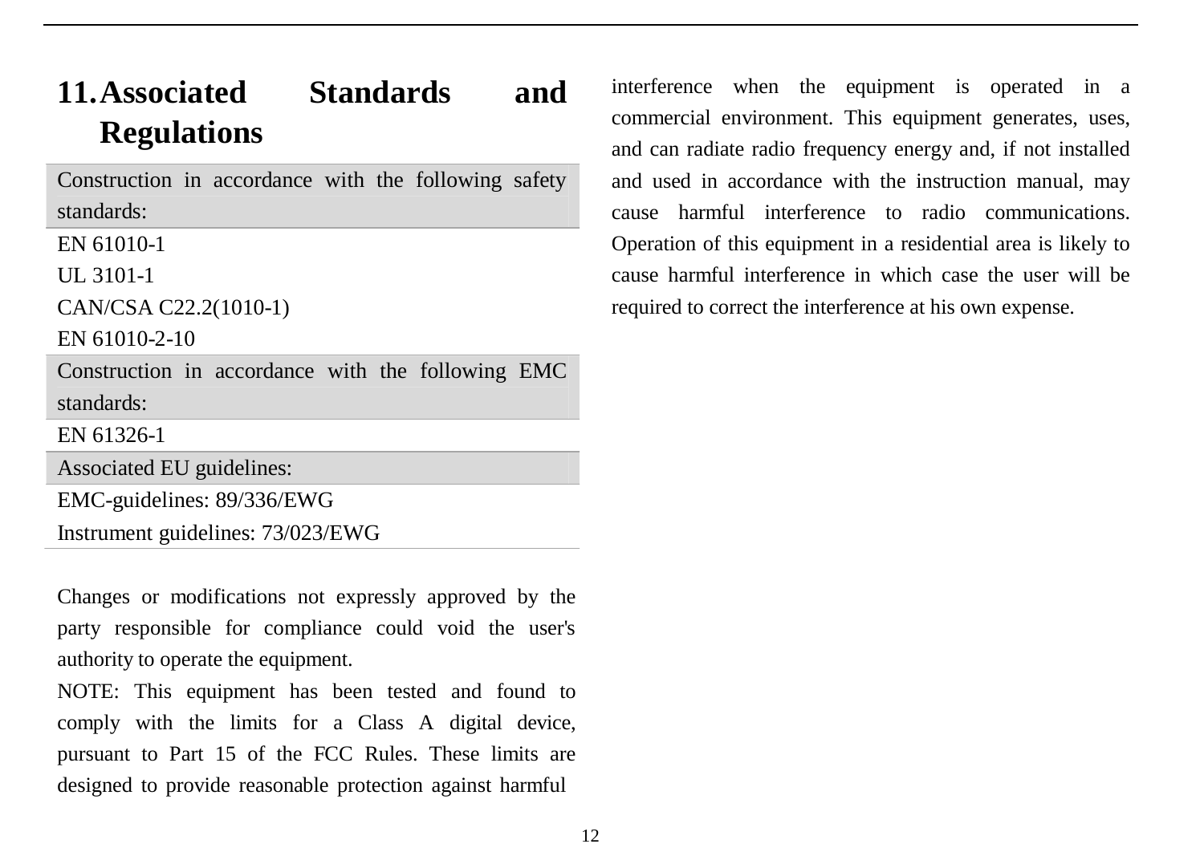## 11. Associated Standards and Regulations

| Construction in accordance with the following safety standards: |
| --- |
| EN 61010-1<br>UL 3101-1<br>CAN/CSA C22.2(1010-1)<br>EN 61010-2-10 |
| Construction in accordance with the following EMC standards: |
| EN 61326-1 |
| Associated EU guidelines: |
| EMC-guidelines: 89/336/EWG<br>Instrument guidelines: 73/023/EWG |

Changes or modifications not expressly approved by the party responsible for compliance could void the user's authority to operate the equipment.

NOTE: This equipment has been tested and found to comply with the limits for a Class A digital device, pursuant to Part 15 of the FCC Rules. These limits are designed to provide reasonable protection against harmful interference when the equipment is operated in a commercial environment. This equipment generates, uses, and can radiate radio frequency energy and, if not installed and used in accordance with the instruction manual, may cause harmful interference to radio communications. Operation of this equipment in a residential area is likely to cause harmful interference in which case the user will be required to correct the interference at his own expense.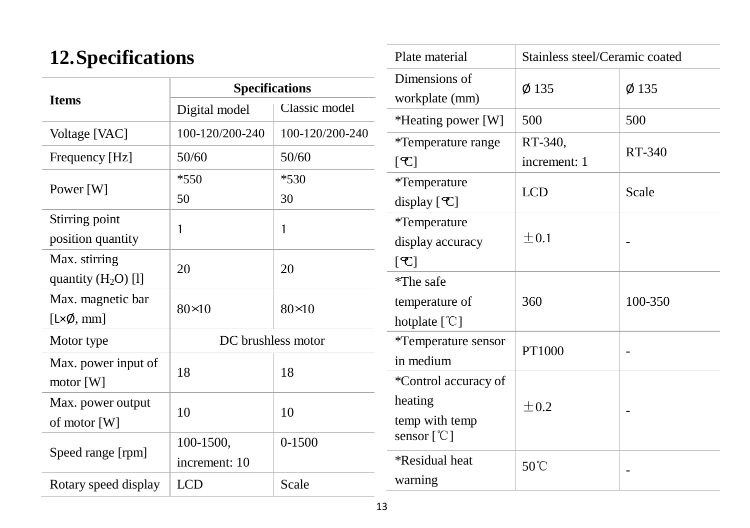# 12. Specifications

| Items | Specifications | |
|---|---|---|
| | Digital model | Classic model |
| Voltage [VAC] | 100-120/200-240 | 100-120/200-240 |
| Frequency [Hz] | 50/60 | 50/60 |
| Power [W] | *550<br>50 | *530<br>30 |
| Stirring point position quantity | 1 | 1 |
| Max. stirring quantity ($H_2O$) [l] | 20 | 20 |
| Max. magnetic bar [L×Ø, mm] | 80×10 | 80×10 |
| Motor type | DC brushless motor | |
| Max. power input of motor [W] | 18 | 18 |
| Max. power output of motor [W] | 10 | 10 |
| Speed range [rpm] | 100-1500, increment: 10 | 0-1500 |
| Rotary speed display | LCD | Scale |
| Plate material | Stainless steel/Ceramic coated | |
| Dimensions of workplate (mm) | Ø 135 | Ø 135 |
| *Heating power [W] | 500 | 500 |
| *Temperature range [℃] | RT-340, increment: 1 | RT-340 |
| *Temperature display [℃] | LCD | Scale |
| *Temperature display accuracy [℃] | ±0.1 | - |
| *The safe temperature of hotplate [℃] | 360 | 100-350 |
| *Temperature sensor in medium | PT1000 | - |
| *Control accuracy of heating temp with temp sensor [℃] | ±0.2 | - |
| *Residual heat warning | 50℃ | - |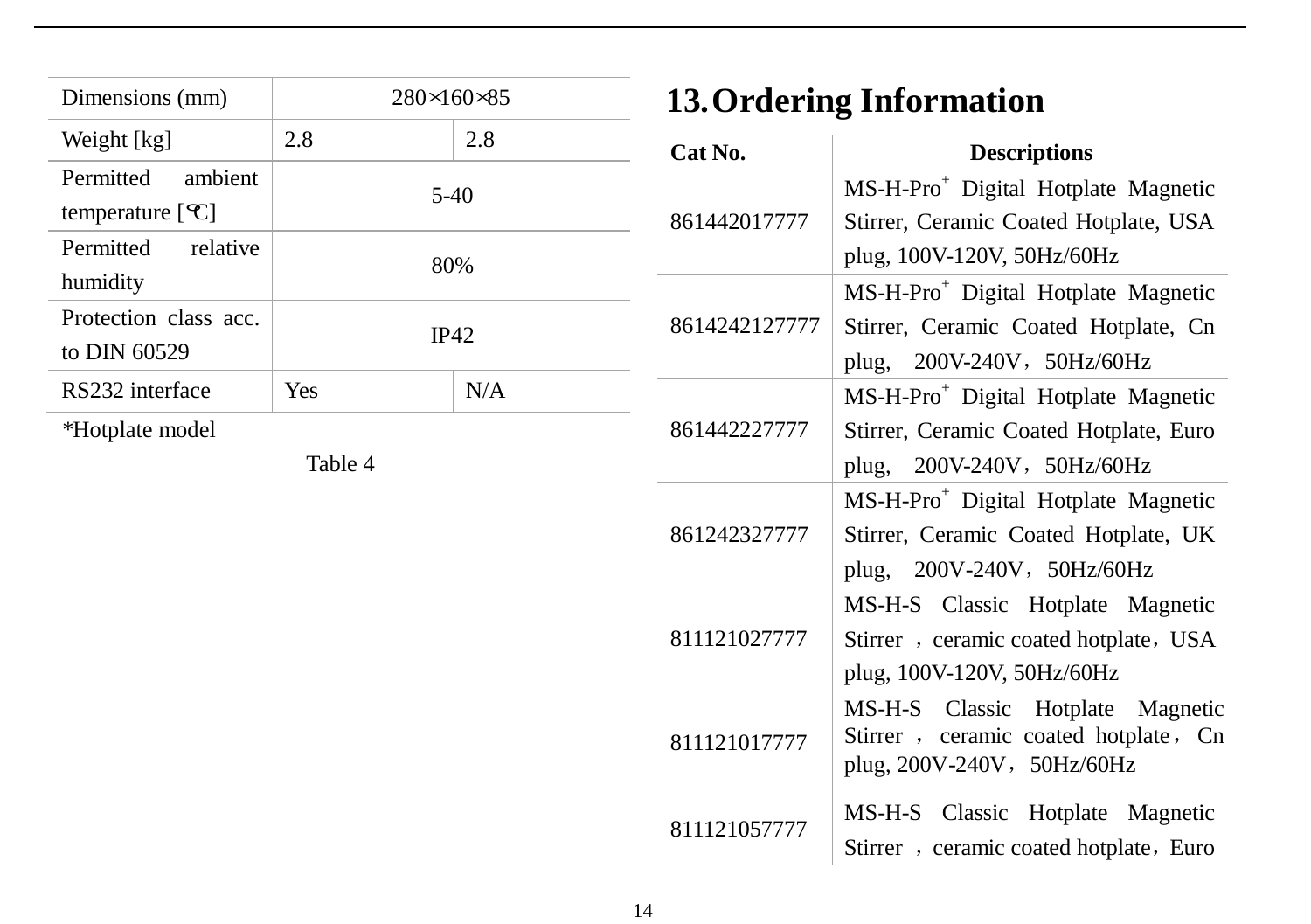| Dimensions (mm) | 280×160×85 | |
|---|---|---|
| Weight [kg] | 2.8 | 2.8 |
| Permitted ambient temperature [℃] | 5-40 | |
| Permitted relative humidity | 80% | |
| Protection class acc. to DIN 60529 | IP42 | |
| RS232 interface | Yes | N/A |

*Hotplate model

Table 4

## 13. Ordering Information

| Cat No. | Descriptions |
|---|---|
| 861442017777 | MS-H-Pro+ Digital Hotplate Magnetic Stirrer, Ceramic Coated Hotplate, USA plug, 100V-120V, 50Hz/60Hz |
| 8614242127777 | MS-H-Pro+ Digital Hotplate Magnetic Stirrer, Ceramic Coated Hotplate, Cn plug, 200V-240V，50Hz/60Hz |
| 861442227777 | MS-H-Pro+ Digital Hotplate Magnetic Stirrer, Ceramic Coated Hotplate, Euro plug, 200V-240V，50Hz/60Hz |
| 861242327777 | MS-H-Pro+ Digital Hotplate Magnetic Stirrer, Ceramic Coated Hotplate, UK plug, 200V-240V，50Hz/60Hz |
| 811121027777 | MS-H-S Classic Hotplate Magnetic Stirrer ，ceramic coated hotplate，USA plug, 100V-120V, 50Hz/60Hz |
| 811121017777 | MS-H-S Classic Hotplate Magnetic Stirrer ，ceramic coated hotplate，Cn plug, 200V-240V，50Hz/60Hz |
| 811121057777 | MS-H-S Classic Hotplate Magnetic Stirrer ，ceramic coated hotplate，Euro |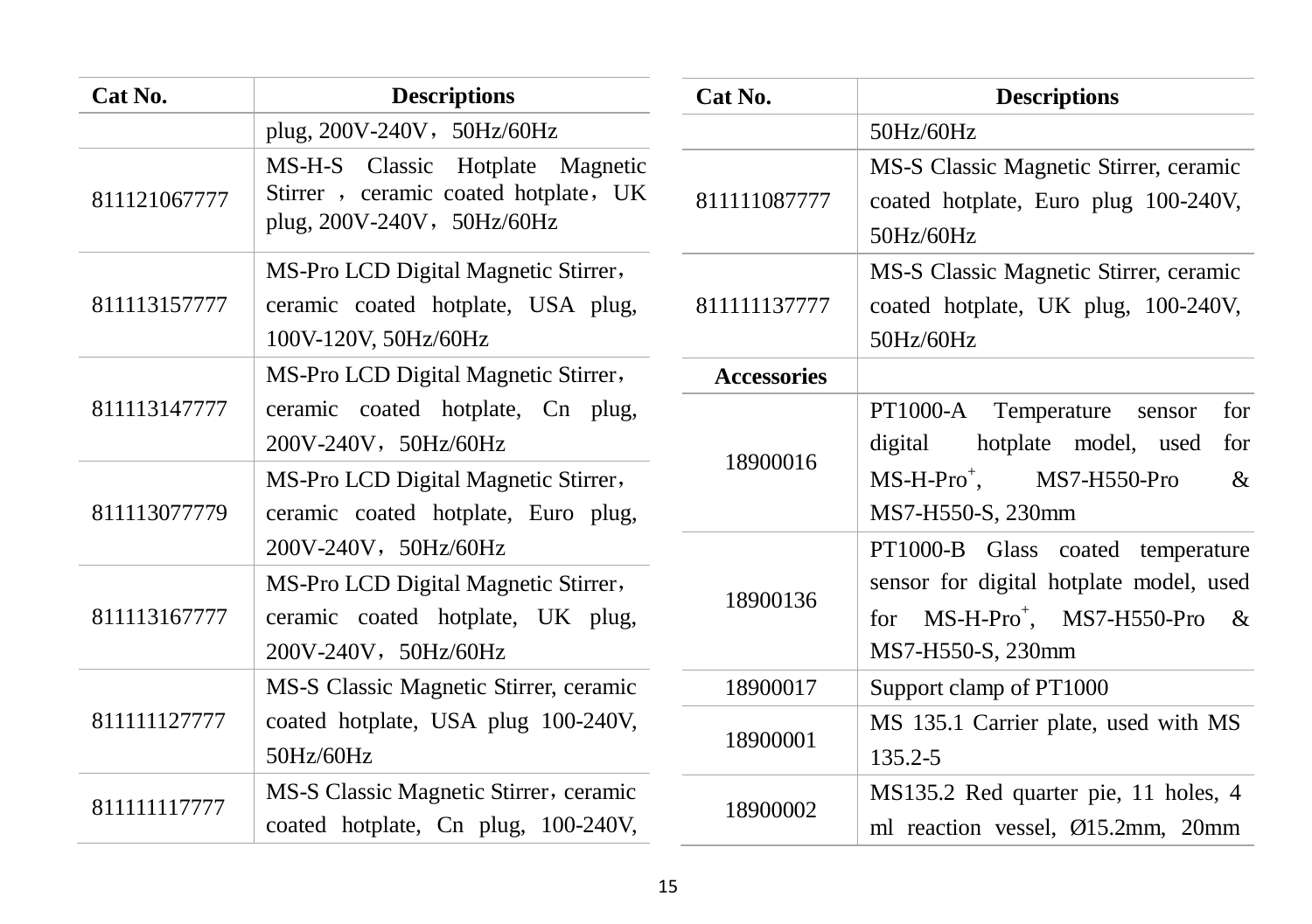| Cat No. | Descriptions |
|---|---|
| | plug, 200V-240V，50Hz/60Hz |
| 811121067777 | MS-H-S Classic Hotplate Magnetic Stirrer ，ceramic coated hotplate，UK plug, 200V-240V，50Hz/60Hz |
| 811113157777 | MS-Pro LCD Digital Magnetic Stirrer，ceramic coated hotplate, USA plug, 100V-120V, 50Hz/60Hz |
| 811113147777 | MS-Pro LCD Digital Magnetic Stirrer，ceramic coated hotplate, Cn plug, 200V-240V，50Hz/60Hz |
| 811113077779 | MS-Pro LCD Digital Magnetic Stirrer，ceramic coated hotplate, Euro plug, 200V-240V，50Hz/60Hz |
| 811113167777 | MS-Pro LCD Digital Magnetic Stirrer，ceramic coated hotplate, UK plug, 200V-240V，50Hz/60Hz |
| 811111127777 | MS-S Classic Magnetic Stirrer, ceramic coated hotplate, USA plug 100-240V, 50Hz/60Hz |
| 811111117777 | MS-S Classic Magnetic Stirrer，ceramic coated hotplate, Cn plug, 100-240V, |

| Cat No. | Descriptions |
|---|---|
| | 50Hz/60Hz |
| 811111087777 | MS-S Classic Magnetic Stirrer, ceramic coated hotplate, Euro plug 100-240V, 50Hz/60Hz |
| 811111137777 | MS-S Classic Magnetic Stirrer, ceramic coated hotplate, UK plug, 100-240V, 50Hz/60Hz |
| **Accessories** | |
| 18900016 | PT1000-A Temperature sensor for digital hotplate model, used for MS-H-Pro+, MS7-H550-Pro & MS7-H550-S, 230mm |
| 18900136 | PT1000-B Glass coated temperature sensor for digital hotplate model, used for MS-H-Pro+, MS7-H550-Pro & MS7-H550-S, 230mm |
| 18900017 | Support clamp of PT1000 |
| 18900001 | MS 135.1 Carrier plate, used with MS 135.2-5 |
| 18900002 | MS135.2 Red quarter pie, 11 holes, 4 ml reaction vessel, Ø15.2mm, 20mm |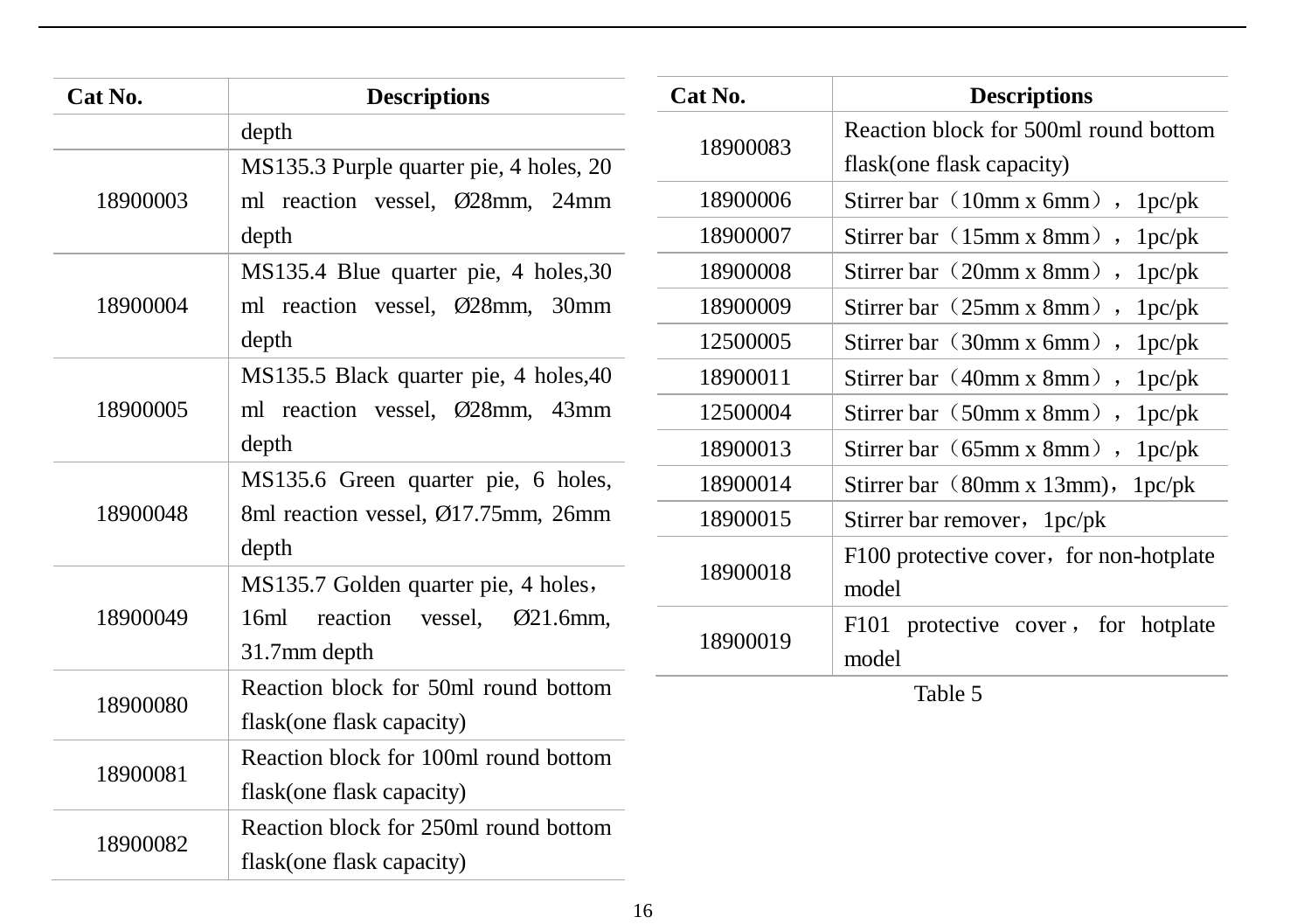| Cat No. | Descriptions |
|---|---|
| | depth |
| 18900003 | MS135.3 Purple quarter pie, 4 holes, 20 ml reaction vessel, Ø28mm, 24mm depth |
| 18900004 | MS135.4 Blue quarter pie, 4 holes,30 ml reaction vessel, Ø28mm, 30mm depth |
| 18900005 | MS135.5 Black quarter pie, 4 holes,40 ml reaction vessel, Ø28mm, 43mm depth |
| 18900048 | MS135.6 Green quarter pie, 6 holes, 8ml reaction vessel, Ø17.75mm, 26mm depth |
| 18900049 | MS135.7 Golden quarter pie, 4 holes，16ml reaction vessel, Ø21.6mm, 31.7mm depth |
| 18900080 | Reaction block for 50ml round bottom flask(one flask capacity) |
| 18900081 | Reaction block for 100ml round bottom flask(one flask capacity) |
| 18900082 | Reaction block for 250ml round bottom flask(one flask capacity) |
| 18900083 | Reaction block for 500ml round bottom flask(one flask capacity) |
| 18900006 | Stirrer bar（10mm x 6mm），1pc/pk |
| 18900007 | Stirrer bar（15mm x 8mm），1pc/pk |
| 18900008 | Stirrer bar（20mm x 8mm），1pc/pk |
| 18900009 | Stirrer bar（25mm x 8mm），1pc/pk |
| 12500005 | Stirrer bar（30mm x 6mm），1pc/pk |
| 18900011 | Stirrer bar（40mm x 8mm），1pc/pk |
| 12500004 | Stirrer bar（50mm x 8mm），1pc/pk |
| 18900013 | Stirrer bar（65mm x 8mm），1pc/pk |
| 18900014 | Stirrer bar（80mm x 13mm)，1pc/pk |
| 18900015 | Stirrer bar remover，1pc/pk |
| 18900018 | F100 protective cover，for non-hotplate model |
| 18900019 | F101 protective cover， for hotplate model |

Table 5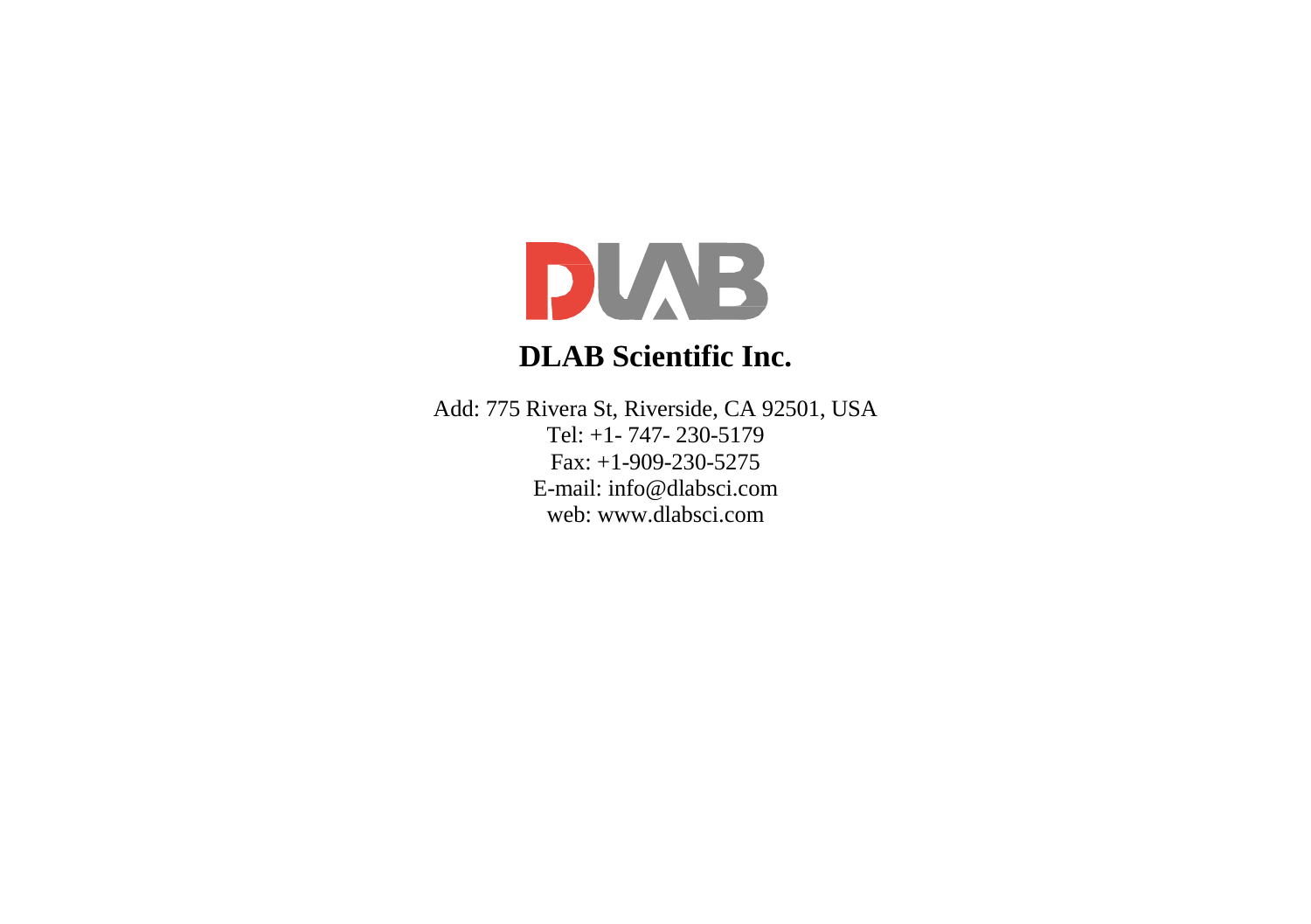**DLAB Scientific Inc.**

Add: 775 Rivera St, Riverside, CA 92501, USA
Tel: +1- 747- 230-5179
Fax: +1-909-230-5275
E-mail: info@dlabsci.com
web: www.dlabsci.com